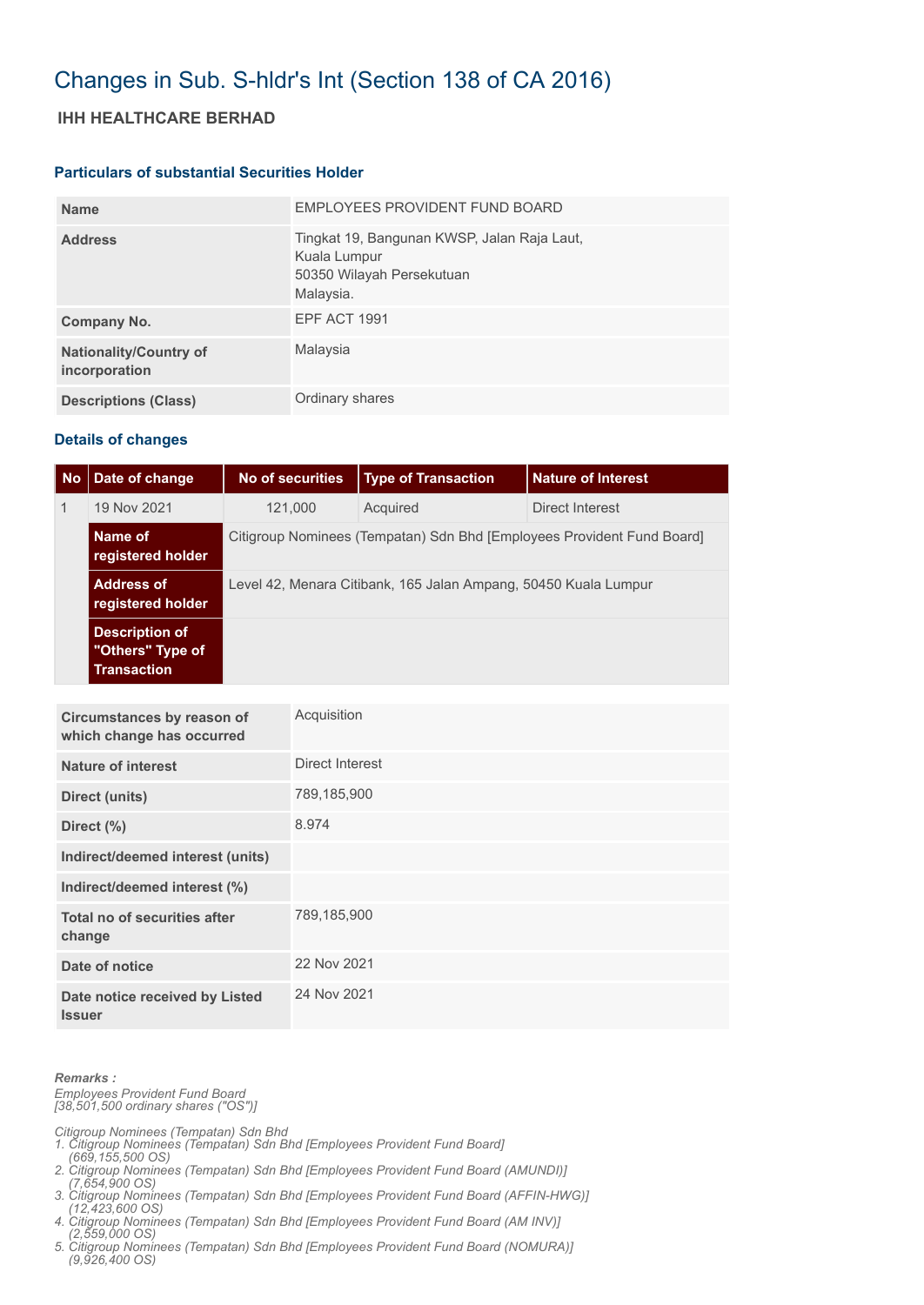# Changes in Sub. S-hldr's Int (Section 138 of CA 2016)

## IHH HEALTHCARE BERHAD

### Particulars of substantial Securities Holder

| | |
|---|---|
| **Name** | EMPLOYEES PROVIDENT FUND BOARD |
| **Address** | Tingkat 19, Bangunan KWSP, Jalan Raja Laut, Kuala Lumpur 50350 Wilayah Persekutuan Malaysia. |
| **Company No.** | EPF ACT 1991 |
| **Nationality/Country of incorporation** | Malaysia |
| **Descriptions (Class)** | Ordinary shares |

### Details of changes

| No | Date of change | No of securities | Type of Transaction | Nature of Interest |
|---|---|---|---|---|
| 1 | 19 Nov 2021 | 121,000 | Acquired | Direct Interest |
| | **Name of registered holder** | Citigroup Nominees (Tempatan) Sdn Bhd [Employees Provident Fund Board] | | |
| | **Address of registered holder** | Level 42, Menara Citibank, 165 Jalan Ampang, 50450 Kuala Lumpur | | |
| | **Description of "Others" Type of Transaction** | | | |

| | |
|---|---|
| **Circumstances by reason of which change has occurred** | Acquisition |
| **Nature of interest** | Direct Interest |
| **Direct (units)** | 789,185,900 |
| **Direct (%)** | 8.974 |
| **Indirect/deemed interest (units)** | |
| **Indirect/deemed interest (%)** | |
| **Total no of securities after change** | 789,185,900 |
| **Date of notice** | 22 Nov 2021 |
| **Date notice received by Listed Issuer** | 24 Nov 2021 |

**Remarks :**

*Employees Provident Fund Board*
*[38,501,500 ordinary shares ("OS")]*

*Citigroup Nominees (Tempatan) Sdn Bhd*
1. *Citigroup Nominees (Tempatan) Sdn Bhd [Employees Provident Fund Board] (669,155,500 OS)*
2. *Citigroup Nominees (Tempatan) Sdn Bhd [Employees Provident Fund Board (AMUNDI)] (7,654,900 OS)*
3. *Citigroup Nominees (Tempatan) Sdn Bhd [Employees Provident Fund Board (AFFIN-HWG)] (12,423,600 OS)*
4. *Citigroup Nominees (Tempatan) Sdn Bhd [Employees Provident Fund Board (AM INV)] (2,559,000 OS)*
5. *Citigroup Nominees (Tempatan) Sdn Bhd [Employees Provident Fund Board (NOMURA)] (9,926,400 OS)*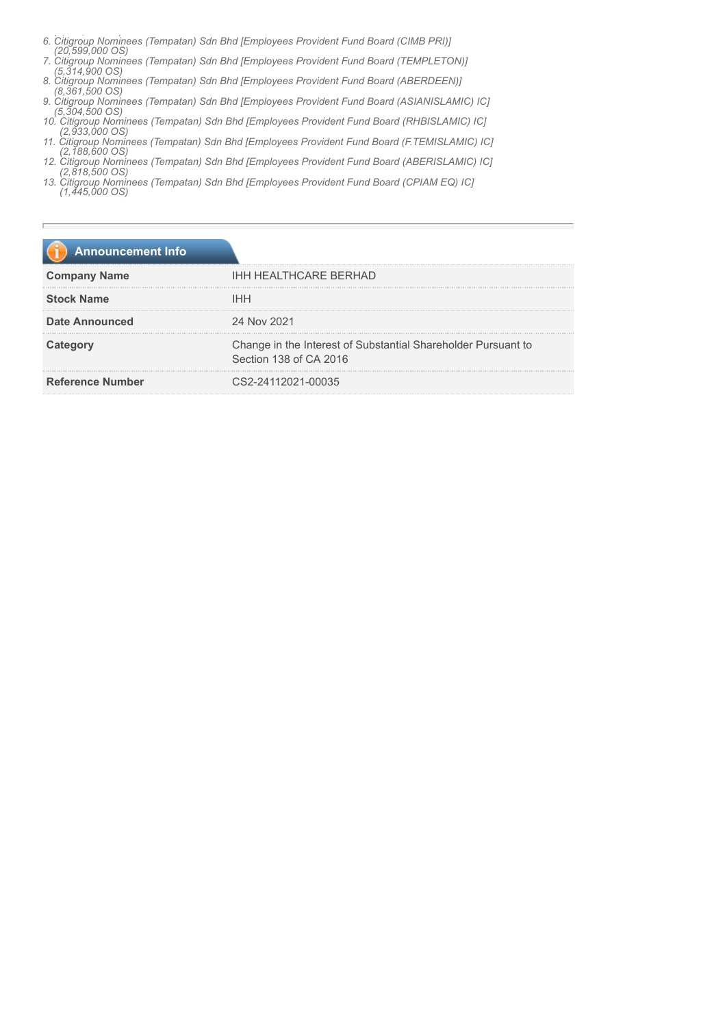*6. Citigroup Nominees (Tempatan) Sdn Bhd [Employees Provident Fund Board (CIMB PRI)] (20,599,000 OS)*
*7. Citigroup Nominees (Tempatan) Sdn Bhd [Employees Provident Fund Board (TEMPLETON)] (5,314,900 OS)*
*8. Citigroup Nominees (Tempatan) Sdn Bhd [Employees Provident Fund Board (ABERDEEN)] (8,361,500 OS)*
*9. Citigroup Nominees (Tempatan) Sdn Bhd [Employees Provident Fund Board (ASIANISLAMIC) IC] (5,304,500 OS)*
*10. Citigroup Nominees (Tempatan) Sdn Bhd [Employees Provident Fund Board (RHBISLAMIC) IC] (2,933,000 OS)*
*11. Citigroup Nominees (Tempatan) Sdn Bhd [Employees Provident Fund Board (F.TEMISLAMIC) IC] (2,188,600 OS)*
*12. Citigroup Nominees (Tempatan) Sdn Bhd [Employees Provident Fund Board (ABERISLAMIC) IC] (2,818,500 OS)*
*13. Citigroup Nominees (Tempatan) Sdn Bhd [Employees Provident Fund Board (CPIAM EQ) IC] (1,445,000 OS)*

## Announcement Info

| | |
|---|---|
| **Company Name** | IHH HEALTHCARE BERHAD |
| **Stock Name** | IHH |
| **Date Announced** | 24 Nov 2021 |
| **Category** | Change in the Interest of Substantial Shareholder Pursuant to Section 138 of CA 2016 |
| **Reference Number** | CS2-24112021-00035 |